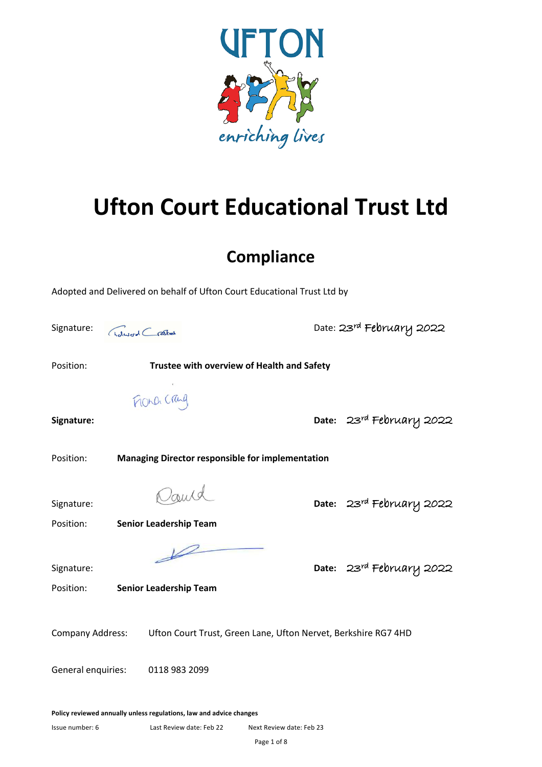UFTON

enriching lives

# Ufton Court Educational Trust Ltd

## Compliance

Adopted and Delivered on behalf of Ufton Court Educational Trust Ltd by

Signature: Edward Crookes Date: 23rd February 2022

Position: **Trustee with overview of Health and Safety**

**Signature:** Fiona Craig **Date:** 23rd February 2022

Position: **Managing Director responsible for implementation**

Signature: David **Date:** 23rd February 2022

Position: **Senior Leadership Team**

Signature: **Date:** 23rd February 2022

Position: **Senior Leadership Team**

Company Address: Ufton Court Trust, Green Lane, Ufton Nervet, Berkshire RG7 4HD

General enquiries: 0118 983 2099

**Policy reviewed annually unless regulations, law and advice changes**

Issue number: 6 Last Review date: Feb 22 Next Review date: Feb 23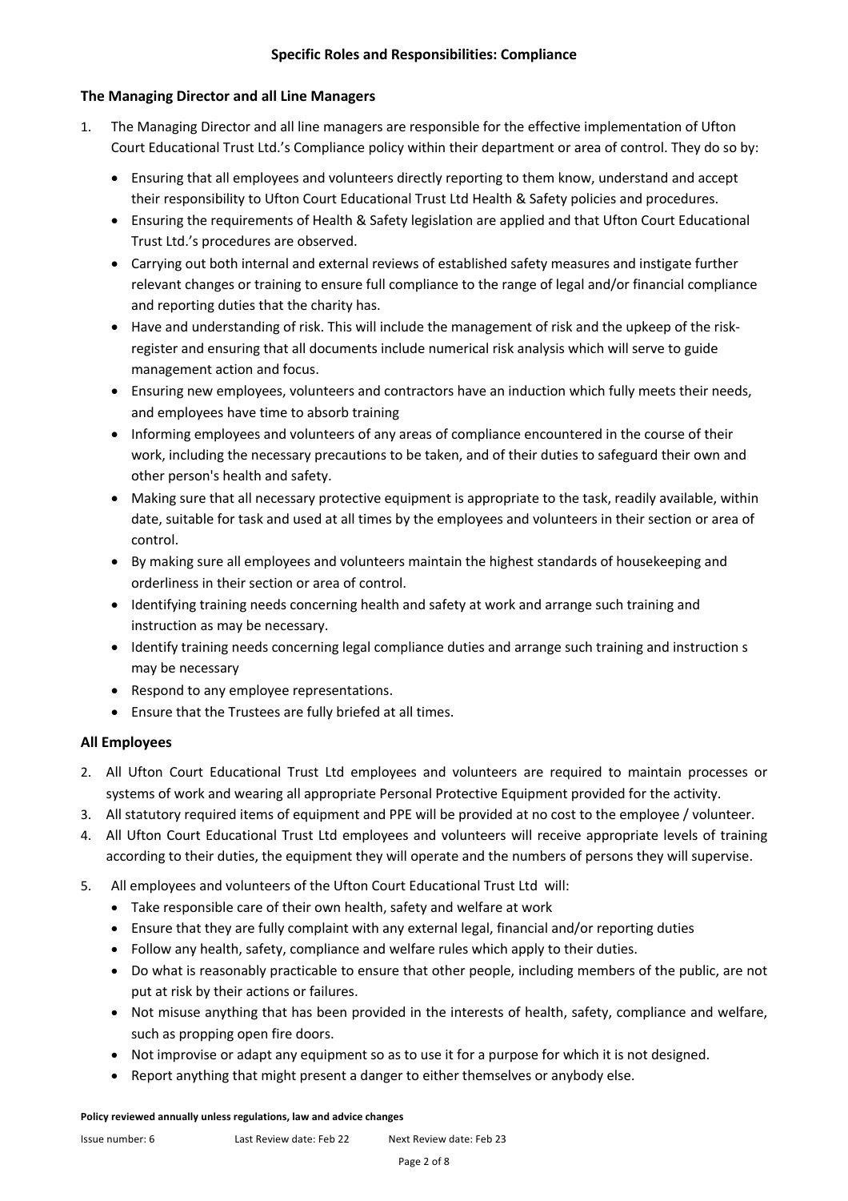## Specific Roles and Responsibilities: Compliance

### The Managing Director and all Line Managers

1. The Managing Director and all line managers are responsible for the effective implementation of Ufton Court Educational Trust Ltd.'s Compliance policy within their department or area of control. They do so by:
   - Ensuring that all employees and volunteers directly reporting to them know, understand and accept their responsibility to Ufton Court Educational Trust Ltd Health & Safety policies and procedures.
   - Ensuring the requirements of Health & Safety legislation are applied and that Ufton Court Educational Trust Ltd.'s procedures are observed.
   - Carrying out both internal and external reviews of established safety measures and instigate further relevant changes or training to ensure full compliance to the range of legal and/or financial compliance and reporting duties that the charity has.
   - Have and understanding of risk. This will include the management of risk and the upkeep of the risk-register and ensuring that all documents include numerical risk analysis which will serve to guide management action and focus.
   - Ensuring new employees, volunteers and contractors have an induction which fully meets their needs, and employees have time to absorb training
   - Informing employees and volunteers of any areas of compliance encountered in the course of their work, including the necessary precautions to be taken, and of their duties to safeguard their own and other person's health and safety.
   - Making sure that all necessary protective equipment is appropriate to the task, readily available, within date, suitable for task and used at all times by the employees and volunteers in their section or area of control.
   - By making sure all employees and volunteers maintain the highest standards of housekeeping and orderliness in their section or area of control.
   - Identifying training needs concerning health and safety at work and arrange such training and instruction as may be necessary.
   - Identify training needs concerning legal compliance duties and arrange such training and instruction s may be necessary
   - Respond to any employee representations.
   - Ensure that the Trustees are fully briefed at all times.

### All Employees

2. All Ufton Court Educational Trust Ltd employees and volunteers are required to maintain processes or systems of work and wearing all appropriate Personal Protective Equipment provided for the activity.
3. All statutory required items of equipment and PPE will be provided at no cost to the employee / volunteer.
4. All Ufton Court Educational Trust Ltd employees and volunteers will receive appropriate levels of training according to their duties, the equipment they will operate and the numbers of persons they will supervise.
5. All employees and volunteers of the Ufton Court Educational Trust Ltd will:
   - Take responsible care of their own health, safety and welfare at work
   - Ensure that they are fully complaint with any external legal, financial and/or reporting duties
   - Follow any health, safety, compliance and welfare rules which apply to their duties.
   - Do what is reasonably practicable to ensure that other people, including members of the public, are not put at risk by their actions or failures.
   - Not misuse anything that has been provided in the interests of health, safety, compliance and welfare, such as propping open fire doors.
   - Not improvise or adapt any equipment so as to use it for a purpose for which it is not designed.
   - Report anything that might present a danger to either themselves or anybody else.

**Policy reviewed annually unless regulations, law and advice changes**

Issue number: 6 Last Review date: Feb 22 Next Review date: Feb 23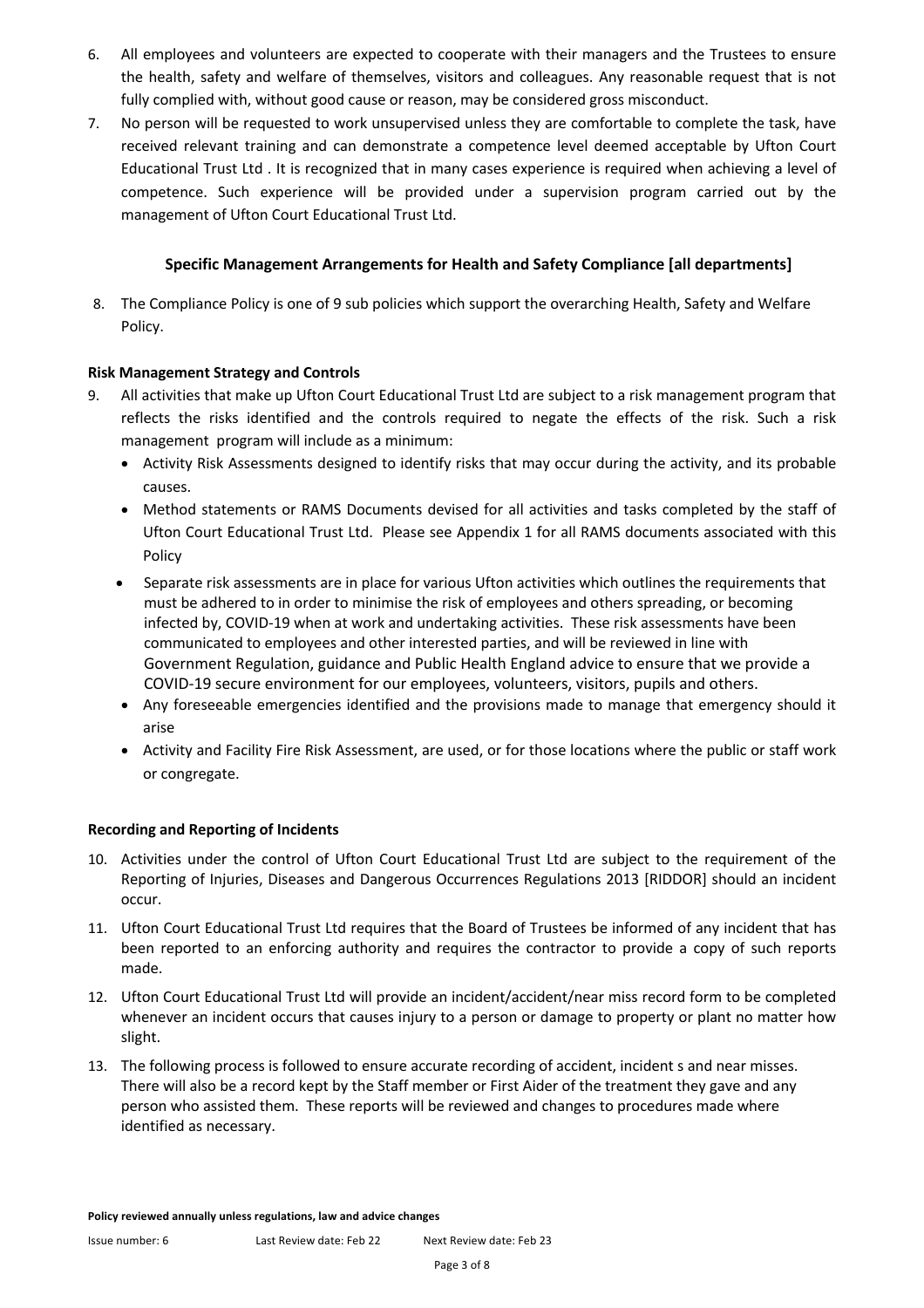6. All employees and volunteers are expected to cooperate with their managers and the Trustees to ensure the health, safety and welfare of themselves, visitors and colleagues. Any reasonable request that is not fully complied with, without good cause or reason, may be considered gross misconduct.
7. No person will be requested to work unsupervised unless they are comfortable to complete the task, have received relevant training and can demonstrate a competence level deemed acceptable by Ufton Court Educational Trust Ltd . It is recognized that in many cases experience is required when achieving a level of competence. Such experience will be provided under a supervision program carried out by the management of Ufton Court Educational Trust Ltd.

## Specific Management Arrangements for Health and Safety Compliance [all departments]

8. The Compliance Policy is one of 9 sub policies which support the overarching Health, Safety and Welfare Policy.

**Risk Management Strategy and Controls**

9. All activities that make up Ufton Court Educational Trust Ltd are subject to a risk management program that reflects the risks identified and the controls required to negate the effects of the risk. Such a risk management program will include as a minimum:
   - Activity Risk Assessments designed to identify risks that may occur during the activity, and its probable causes.
   - Method statements or RAMS Documents devised for all activities and tasks completed by the staff of Ufton Court Educational Trust Ltd. Please see Appendix 1 for all RAMS documents associated with this Policy
   - Separate risk assessments are in place for various Ufton activities which outlines the requirements that must be adhered to in order to minimise the risk of employees and others spreading, or becoming infected by, COVID-19 when at work and undertaking activities. These risk assessments have been communicated to employees and other interested parties, and will be reviewed in line with Government Regulation, guidance and Public Health England advice to ensure that we provide a COVID-19 secure environment for our employees, volunteers, visitors, pupils and others.
   - Any foreseeable emergencies identified and the provisions made to manage that emergency should it arise
   - Activity and Facility Fire Risk Assessment, are used, or for those locations where the public or staff work or congregate.

**Recording and Reporting of Incidents**

10. Activities under the control of Ufton Court Educational Trust Ltd are subject to the requirement of the Reporting of Injuries, Diseases and Dangerous Occurrences Regulations 2013 [RIDDOR] should an incident occur.
11. Ufton Court Educational Trust Ltd requires that the Board of Trustees be informed of any incident that has been reported to an enforcing authority and requires the contractor to provide a copy of such reports made.
12. Ufton Court Educational Trust Ltd will provide an incident/accident/near miss record form to be completed whenever an incident occurs that causes injury to a person or damage to property or plant no matter how slight.
13. The following process is followed to ensure accurate recording of accident, incident s and near misses. There will also be a record kept by the Staff member or First Aider of the treatment they gave and any person who assisted them. These reports will be reviewed and changes to procedures made where identified as necessary.

**Policy reviewed annually unless regulations, law and advice changes**

Issue number: 6 Last Review date: Feb 22 Next Review date: Feb 23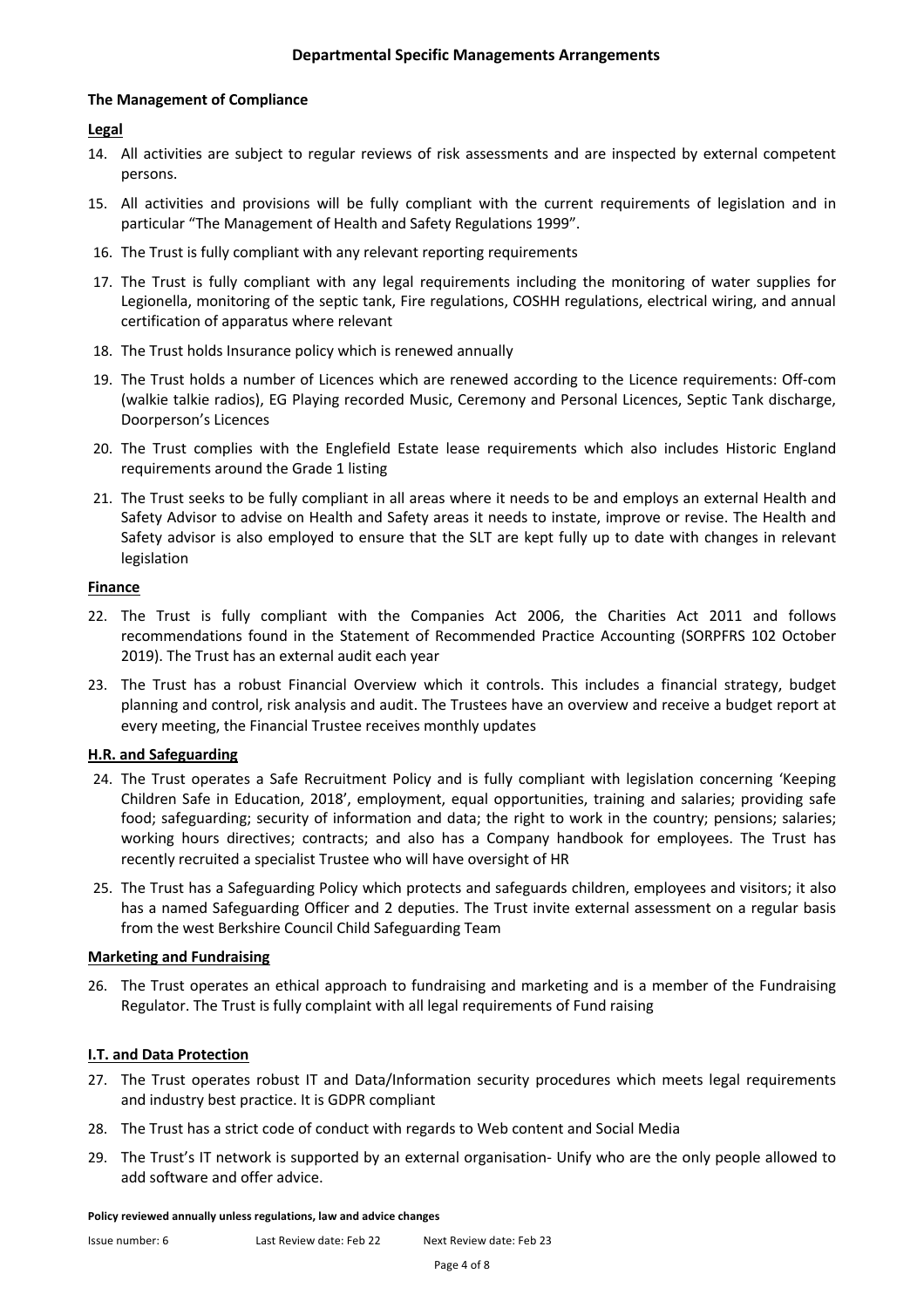## Departmental Specific Managements Arrangements

### The Management of Compliance

**Legal**

14. All activities are subject to regular reviews of risk assessments and are inspected by external competent persons.
15. All activities and provisions will be fully compliant with the current requirements of legislation and in particular "The Management of Health and Safety Regulations 1999".
16. The Trust is fully compliant with any relevant reporting requirements
17. The Trust is fully compliant with any legal requirements including the monitoring of water supplies for Legionella, monitoring of the septic tank, Fire regulations, COSHH regulations, electrical wiring, and annual certification of apparatus where relevant
18. The Trust holds Insurance policy which is renewed annually
19. The Trust holds a number of Licences which are renewed according to the Licence requirements: Off-com (walkie talkie radios), EG Playing recorded Music, Ceremony and Personal Licences, Septic Tank discharge, Doorperson's Licences
20. The Trust complies with the Englefield Estate lease requirements which also includes Historic England requirements around the Grade 1 listing
21. The Trust seeks to be fully compliant in all areas where it needs to be and employs an external Health and Safety Advisor to advise on Health and Safety areas it needs to instate, improve or revise. The Health and Safety advisor is also employed to ensure that the SLT are kept fully up to date with changes in relevant legislation

**Finance**

22. The Trust is fully compliant with the Companies Act 2006, the Charities Act 2011 and follows recommendations found in the Statement of Recommended Practice Accounting (SORPFRS 102 October 2019). The Trust has an external audit each year
23. The Trust has a robust Financial Overview which it controls. This includes a financial strategy, budget planning and control, risk analysis and audit. The Trustees have an overview and receive a budget report at every meeting, the Financial Trustee receives monthly updates

**H.R. and Safeguarding**

24. The Trust operates a Safe Recruitment Policy and is fully compliant with legislation concerning 'Keeping Children Safe in Education, 2018', employment, equal opportunities, training and salaries; providing safe food; safeguarding; security of information and data; the right to work in the country; pensions; salaries; working hours directives; contracts; and also has a Company handbook for employees. The Trust has recently recruited a specialist Trustee who will have oversight of HR
25. The Trust has a Safeguarding Policy which protects and safeguards children, employees and visitors; it also has a named Safeguarding Officer and 2 deputies. The Trust invite external assessment on a regular basis from the west Berkshire Council Child Safeguarding Team

**Marketing and Fundraising**

26. The Trust operates an ethical approach to fundraising and marketing and is a member of the Fundraising Regulator. The Trust is fully complaint with all legal requirements of Fund raising

**I.T. and Data Protection**

27. The Trust operates robust IT and Data/Information security procedures which meets legal requirements and industry best practice. It is GDPR compliant
28. The Trust has a strict code of conduct with regards to Web content and Social Media
29. The Trust's IT network is supported by an external organisation- Unify who are the only people allowed to add software and offer advice.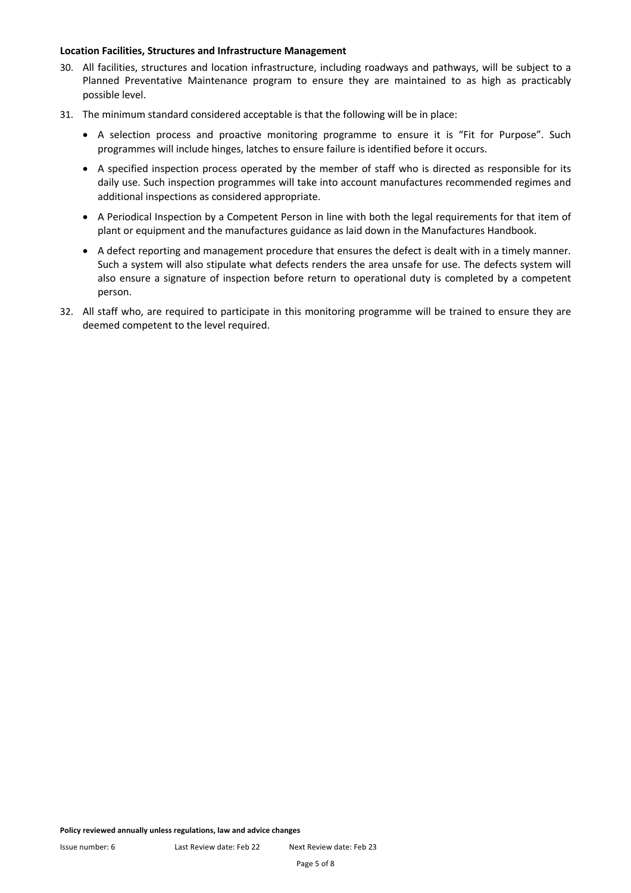**Location Facilities, Structures and Infrastructure Management**

30. All facilities, structures and location infrastructure, including roadways and pathways, will be subject to a Planned Preventative Maintenance program to ensure they are maintained to as high as practicably possible level.

31. The minimum standard considered acceptable is that the following will be in place:

    - A selection process and proactive monitoring programme to ensure it is "Fit for Purpose". Such programmes will include hinges, latches to ensure failure is identified before it occurs.
    - A specified inspection process operated by the member of staff who is directed as responsible for its daily use. Such inspection programmes will take into account manufactures recommended regimes and additional inspections as considered appropriate.
    - A Periodical Inspection by a Competent Person in line with both the legal requirements for that item of plant or equipment and the manufactures guidance as laid down in the Manufactures Handbook.
    - A defect reporting and management procedure that ensures the defect is dealt with in a timely manner. Such a system will also stipulate what defects renders the area unsafe for use. The defects system will also ensure a signature of inspection before return to operational duty is completed by a competent person.

32. All staff who, are required to participate in this monitoring programme will be trained to ensure they are deemed competent to the level required.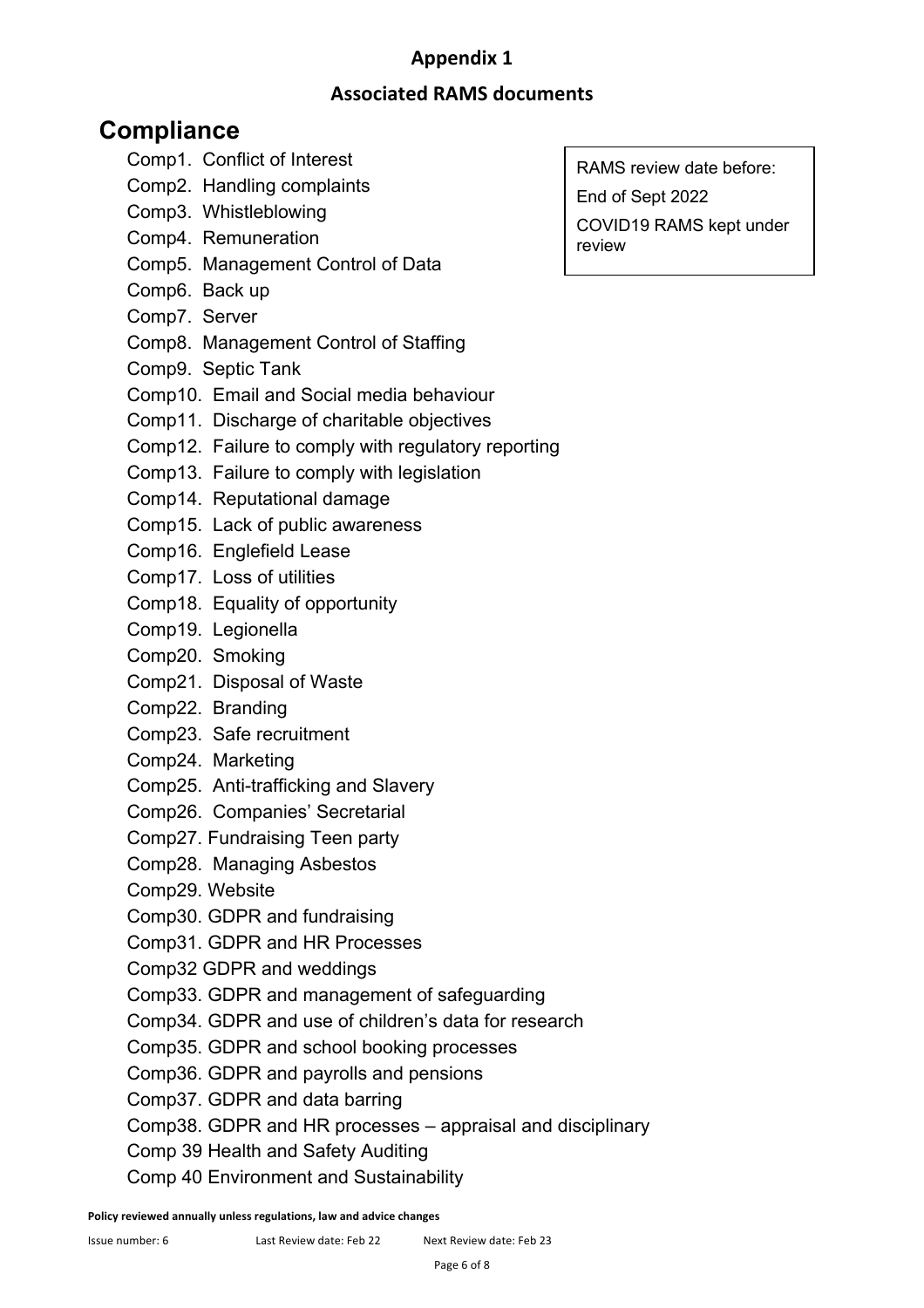## Appendix 1

## Associated RAMS documents

# Compliance

RAMS review date before:

End of Sept 2022

COVID19 RAMS kept under review

- Comp1. Conflict of Interest
- Comp2. Handling complaints
- Comp3. Whistleblowing
- Comp4. Remuneration
- Comp5. Management Control of Data
- Comp6. Back up
- Comp7. Server
- Comp8. Management Control of Staffing
- Comp9. Septic Tank
- Comp10. Email and Social media behaviour
- Comp11. Discharge of charitable objectives
- Comp12. Failure to comply with regulatory reporting
- Comp13. Failure to comply with legislation
- Comp14. Reputational damage
- Comp15. Lack of public awareness
- Comp16. Englefield Lease
- Comp17. Loss of utilities
- Comp18. Equality of opportunity
- Comp19. Legionella
- Comp20. Smoking
- Comp21. Disposal of Waste
- Comp22. Branding
- Comp23. Safe recruitment
- Comp24. Marketing
- Comp25. Anti-trafficking and Slavery
- Comp26. Companies' Secretarial
- Comp27. Fundraising Teen party
- Comp28. Managing Asbestos
- Comp29. Website
- Comp30. GDPR and fundraising
- Comp31. GDPR and HR Processes
- Comp32 GDPR and weddings
- Comp33. GDPR and management of safeguarding
- Comp34. GDPR and use of children's data for research
- Comp35. GDPR and school booking processes
- Comp36. GDPR and payrolls and pensions
- Comp37. GDPR and data barring
- Comp38. GDPR and HR processes – appraisal and disciplinary
- Comp 39 Health and Safety Auditing
- Comp 40 Environment and Sustainability

**Policy reviewed annually unless regulations, law and advice changes**

Issue number: 6 Last Review date: Feb 22 Next Review date: Feb 23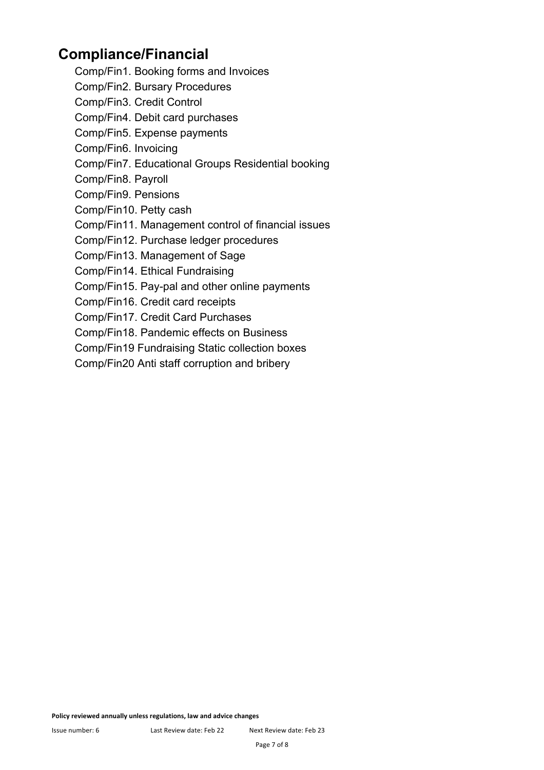## Compliance/Financial

- Comp/Fin1. Booking forms and Invoices
- Comp/Fin2. Bursary Procedures
- Comp/Fin3. Credit Control
- Comp/Fin4. Debit card purchases
- Comp/Fin5. Expense payments
- Comp/Fin6. Invoicing
- Comp/Fin7. Educational Groups Residential booking
- Comp/Fin8. Payroll
- Comp/Fin9. Pensions
- Comp/Fin10. Petty cash
- Comp/Fin11. Management control of financial issues
- Comp/Fin12. Purchase ledger procedures
- Comp/Fin13. Management of Sage
- Comp/Fin14. Ethical Fundraising
- Comp/Fin15. Pay-pal and other online payments
- Comp/Fin16. Credit card receipts
- Comp/Fin17. Credit Card Purchases
- Comp/Fin18. Pandemic effects on Business
- Comp/Fin19 Fundraising Static collection boxes
- Comp/Fin20 Anti staff corruption and bribery